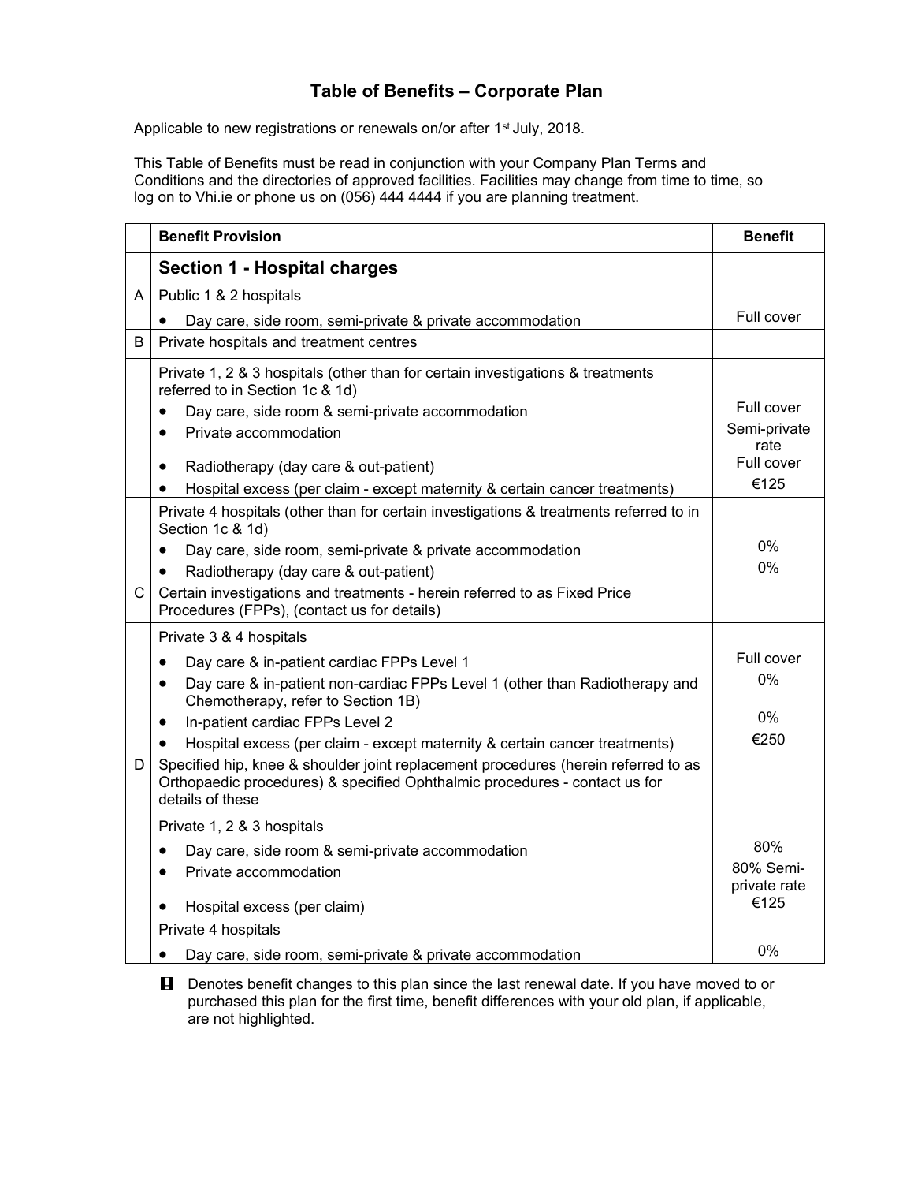# Table of Benefits – Corporate Plan

Applicable to new registrations or renewals on/or after 1st July, 2018.

This Table of Benefits must be read in conjunction with your Company Plan Terms and Conditions and the directories of approved facilities. Facilities may change from time to time, so log on to Vhi.ie or phone us on (056) 444 4444 if you are planning treatment.

| | Benefit Provision | Benefit |
|---|---|---|
| | **Section 1 - Hospital charges** | |
| A | Public 1 & 2 hospitals | |
| | • Day care, side room, semi-private & private accommodation | Full cover |
| B | Private hospitals and treatment centres | |
| | Private 1, 2 & 3 hospitals (other than for certain investigations & treatments referred to in Section 1c & 1d) | |
| | • Day care, side room & semi-private accommodation | Full cover |
| | • Private accommodation | Semi-private rate |
| | • Radiotherapy (day care & out-patient) | Full cover |
| | • Hospital excess (per claim - except maternity & certain cancer treatments) | €125 |
| | Private 4 hospitals (other than for certain investigations & treatments referred to in Section 1c & 1d) | |
| | • Day care, side room, semi-private & private accommodation | 0% |
| | • Radiotherapy (day care & out-patient) | 0% |
| C | Certain investigations and treatments - herein referred to as Fixed Price Procedures (FPPs), (contact us for details) | |
| | Private 3 & 4 hospitals | |
| | • Day care & in-patient cardiac FPPs Level 1 | Full cover |
| | • Day care & in-patient non-cardiac FPPs Level 1 (other than Radiotherapy and Chemotherapy, refer to Section 1B) | 0% |
| | • In-patient cardiac FPPs Level 2 | 0% |
| | • Hospital excess (per claim - except maternity & certain cancer treatments) | €250 |
| D | Specified hip, knee & shoulder joint replacement procedures (herein referred to as Orthopaedic procedures) & specified Ophthalmic procedures - contact us for details of these | |
| | Private 1, 2 & 3 hospitals | |
| | • Day care, side room & semi-private accommodation | 80% |
| | • Private accommodation | 80% Semi-private rate |
| | • Hospital excess (per claim) | €125 |
| | Private 4 hospitals | |
| | • Day care, side room, semi-private & private accommodation | 0% |

**!** Denotes benefit changes to this plan since the last renewal date. If you have moved to or purchased this plan for the first time, benefit differences with your old plan, if applicable, are not highlighted.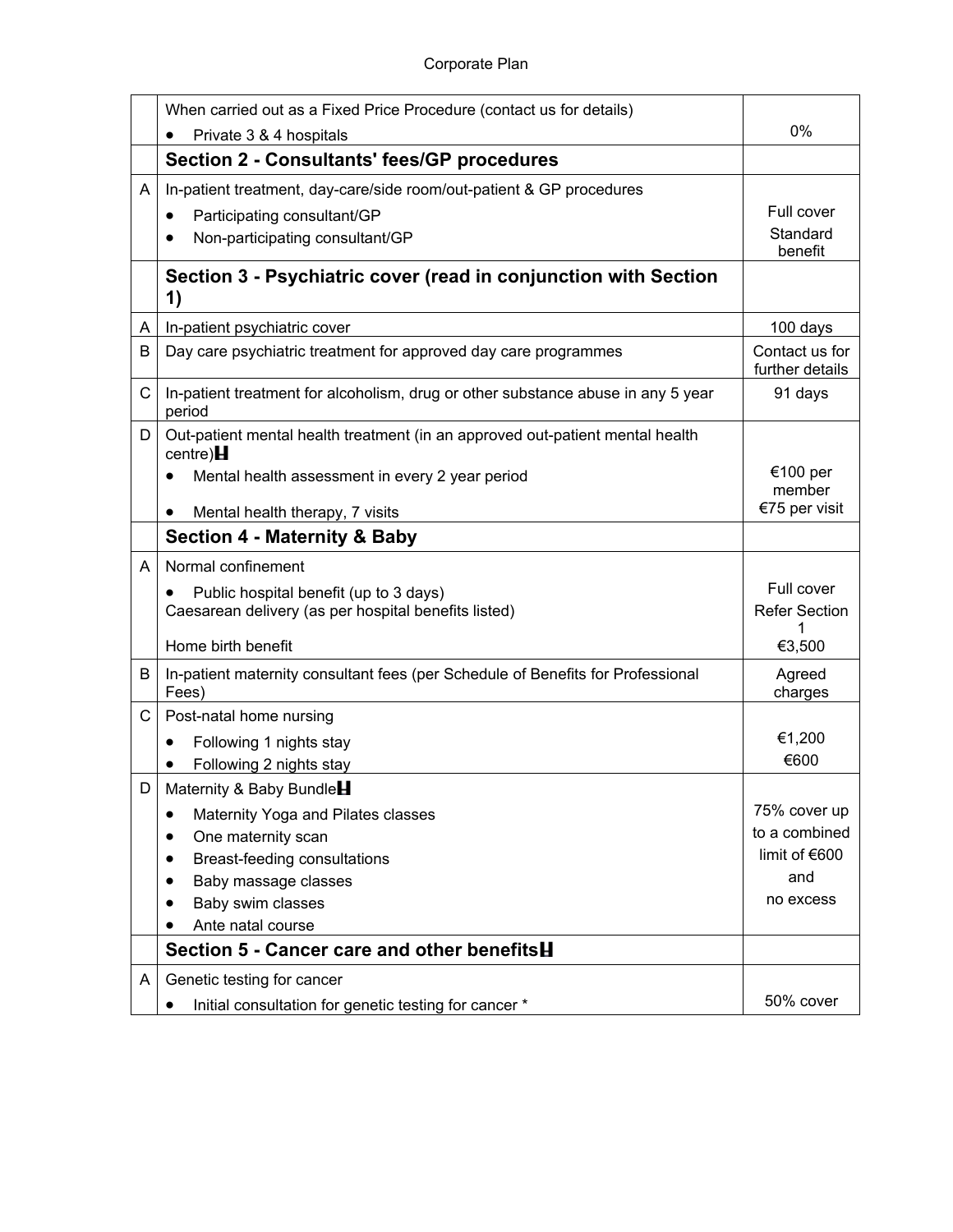| | | |
|---|---|---|
| | When carried out as a Fixed Price Procedure (contact us for details)<br>• Private 3 & 4 hospitals | 0% |
| | **Section 2 - Consultants' fees/GP procedures** | |
| A | In-patient treatment, day-care/side room/out-patient & GP procedures<br>• Participating consultant/GP<br>• Non-participating consultant/GP | Full cover<br>Standard benefit |
| | **Section 3 - Psychiatric cover (read in conjunction with Section 1)** | |
| A | In-patient psychiatric cover | 100 days |
| B | Day care psychiatric treatment for approved day care programmes | Contact us for further details |
| C | In-patient treatment for alcoholism, drug or other substance abuse in any 5 year period | 91 days |
| D | Out-patient mental health treatment (in an approved out-patient mental health centre)<br>• Mental health assessment in every 2 year period<br>• Mental health therapy, 7 visits | €100 per member<br>€75 per visit |
| | **Section 4 - Maternity & Baby** | |
| A | Normal confinement<br>• Public hospital benefit (up to 3 days)<br>Caesarean delivery (as per hospital benefits listed)<br>Home birth benefit | Full cover<br>Refer Section 1<br>€3,500 |
| B | In-patient maternity consultant fees (per Schedule of Benefits for Professional Fees) | Agreed charges |
| C | Post-natal home nursing<br>• Following 1 nights stay<br>• Following 2 nights stay | €1,200<br>€600 |
| D | Maternity & Baby Bundle<br>• Maternity Yoga and Pilates classes<br>• One maternity scan<br>• Breast-feeding consultations<br>• Baby massage classes<br>• Baby swim classes<br>• Ante natal course | 75% cover up to a combined limit of €600 and no excess |
| | **Section 5 - Cancer care and other benefits** | |
| A | Genetic testing for cancer<br>• Initial consultation for genetic testing for cancer * | 50% cover |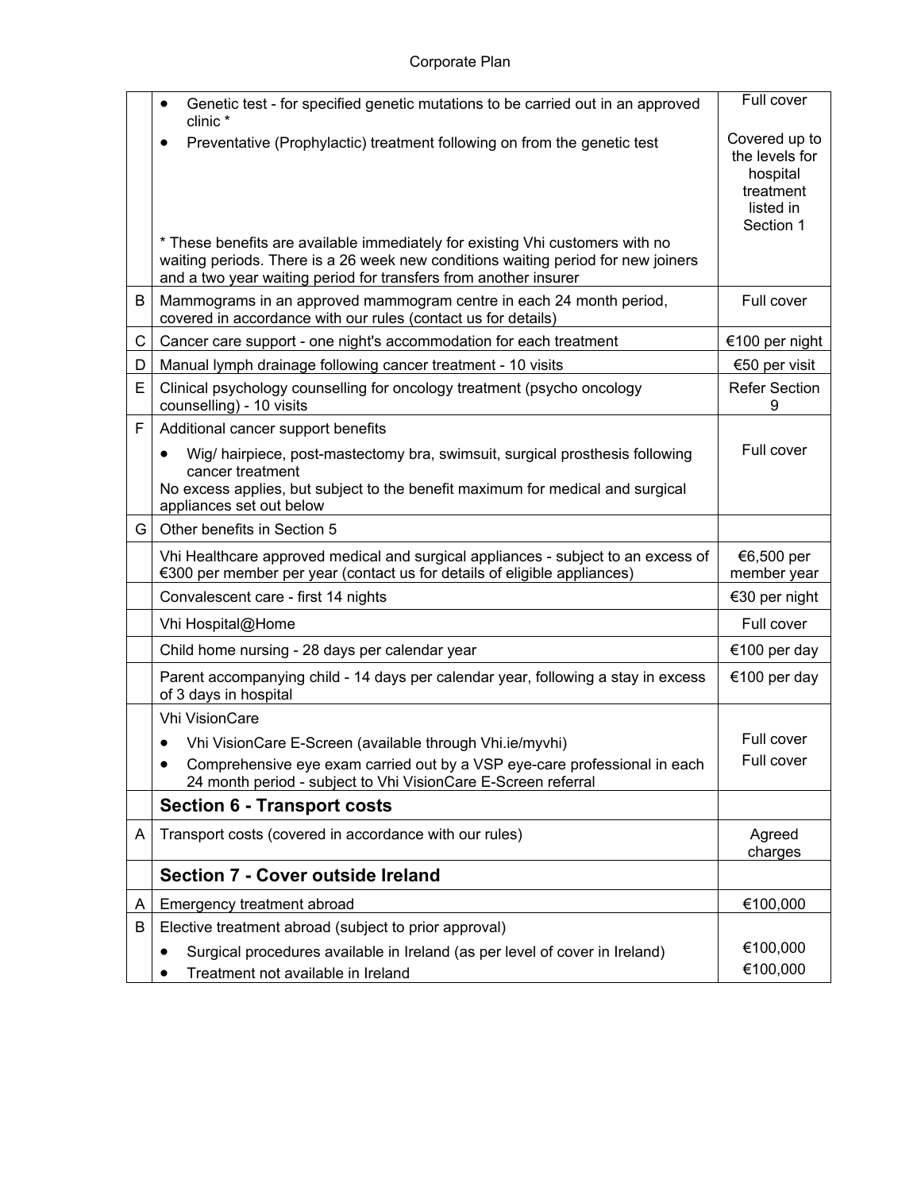| | | |
|---|---|---|
| | • Genetic test - for specified genetic mutations to be carried out in an approved clinic * <br> • Preventative (Prophylactic) treatment following on from the genetic test <br><br> * These benefits are available immediately for existing Vhi customers with no waiting periods. There is a 26 week new conditions waiting period for new joiners and a two year waiting period for transfers from another insurer | Full cover <br><br> Covered up to the levels for hospital treatment listed in Section 1 |
| B | Mammograms in an approved mammogram centre in each 24 month period, covered in accordance with our rules (contact us for details) | Full cover |
| C | Cancer care support - one night's accommodation for each treatment | €100 per night |
| D | Manual lymph drainage following cancer treatment - 10 visits | €50 per visit |
| E | Clinical psychology counselling for oncology treatment (psycho oncology counselling) - 10 visits | Refer Section 9 |
| F | Additional cancer support benefits <br> • Wig/ hairpiece, post-mastectomy bra, swimsuit, surgical prosthesis following cancer treatment <br> No excess applies, but subject to the benefit maximum for medical and surgical appliances set out below | Full cover |
| G | Other benefits in Section 5 | |
| | Vhi Healthcare approved medical and surgical appliances - subject to an excess of €300 per member per year (contact us for details of eligible appliances) | €6,500 per member year |
| | Convalescent care - first 14 nights | €30 per night |
| | Vhi Hospital@Home | Full cover |
| | Child home nursing - 28 days per calendar year | €100 per day |
| | Parent accompanying child - 14 days per calendar year, following a stay in excess of 3 days in hospital | €100 per day |
| | Vhi VisionCare <br> • Vhi VisionCare E-Screen (available through Vhi.ie/myvhi) <br> • Comprehensive eye exam carried out by a VSP eye-care professional in each 24 month period - subject to Vhi VisionCare E-Screen referral | <br> Full cover <br> Full cover |
| | **Section 6 - Transport costs** | |
| A | Transport costs (covered in accordance with our rules) | Agreed charges |
| | **Section 7 - Cover outside Ireland** | |
| A | Emergency treatment abroad | €100,000 |
| B | Elective treatment abroad (subject to prior approval) <br> • Surgical procedures available in Ireland (as per level of cover in Ireland) <br> • Treatment not available in Ireland | <br> €100,000 <br> €100,000 |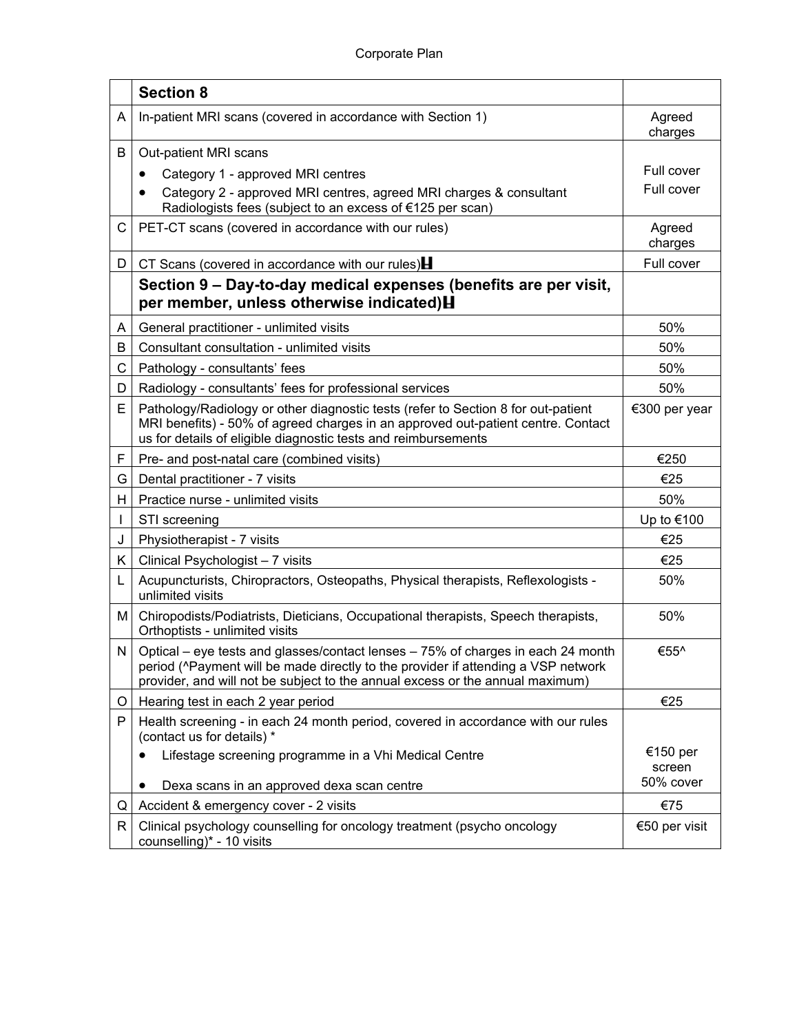| | **Section 8** | |
|---|---|---|
| A | In-patient MRI scans (covered in accordance with Section 1) | Agreed charges |
| B | Out-patient MRI scans<br>• Category 1 - approved MRI centres<br>• Category 2 - approved MRI centres, agreed MRI charges & consultant Radiologists fees (subject to an excess of €125 per scan) | <br>Full cover<br>Full cover |
| C | PET-CT scans (covered in accordance with our rules) | Agreed charges |
| D | CT Scans (covered in accordance with our rules)Ħ | Full cover |
| | **Section 9 – Day-to-day medical expenses (benefits are per visit, per member, unless otherwise indicated)Ħ** | |
| A | General practitioner - unlimited visits | 50% |
| B | Consultant consultation - unlimited visits | 50% |
| C | Pathology - consultants' fees | 50% |
| D | Radiology - consultants' fees for professional services | 50% |
| E | Pathology/Radiology or other diagnostic tests (refer to Section 8 for out-patient MRI benefits) - 50% of agreed charges in an approved out-patient centre. Contact us for details of eligible diagnostic tests and reimbursements | €300 per year |
| F | Pre- and post-natal care (combined visits) | €250 |
| G | Dental practitioner - 7 visits | €25 |
| H | Practice nurse - unlimited visits | 50% |
| I | STI screening | Up to €100 |
| J | Physiotherapist - 7 visits | €25 |
| K | Clinical Psychologist – 7 visits | €25 |
| L | Acupuncturists, Chiropractors, Osteopaths, Physical therapists, Reflexologists - unlimited visits | 50% |
| M | Chiropodists/Podiatrists, Dieticians, Occupational therapists, Speech therapists, Orthoptists - unlimited visits | 50% |
| N | Optical – eye tests and glasses/contact lenses – 75% of charges in each 24 month period (^Payment will be made directly to the provider if attending a VSP network provider, and will not be subject to the annual excess or the annual maximum) | €55^ |
| O | Hearing test in each 2 year period | €25 |
| P | Health screening - in each 24 month period, covered in accordance with our rules (contact us for details) *<br>• Lifestage screening programme in a Vhi Medical Centre<br>• Dexa scans in an approved dexa scan centre | <br>€150 per screen<br>50% cover |
| Q | Accident & emergency cover - 2 visits | €75 |
| R | Clinical psychology counselling for oncology treatment (psycho oncology counselling)* - 10 visits | €50 per visit |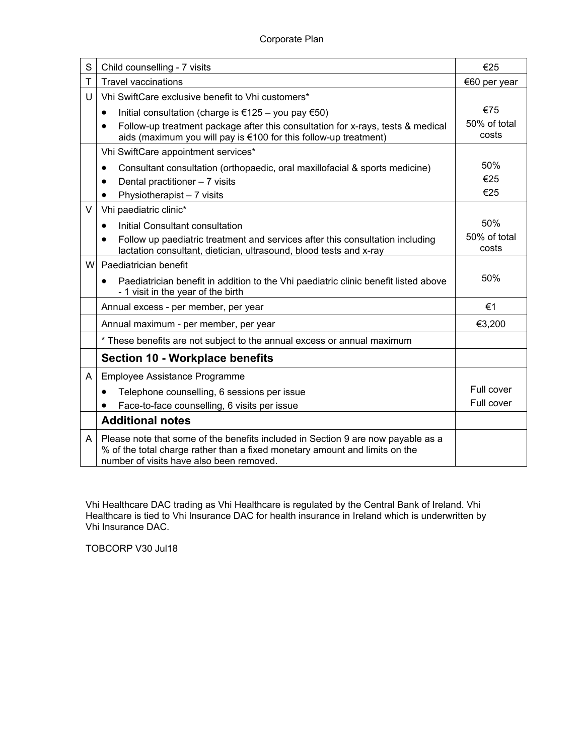| | | |
|---|---|---|
| S | Child counselling - 7 visits | €25 |
| T | Travel vaccinations | €60 per year |
| U | Vhi SwiftCare exclusive benefit to Vhi customers*<br>• Initial consultation (charge is €125 – you pay €50)<br>• Follow-up treatment package after this consultation for x-rays, tests & medical aids (maximum you will pay is €100 for this follow-up treatment) | <br>€75<br>50% of total costs |
| | Vhi SwiftCare appointment services*<br>• Consultant consultation (orthopaedic, oral maxillofacial & sports medicine)<br>• Dental practitioner – 7 visits<br>• Physiotherapist – 7 visits | <br>50%<br>€25<br>€25 |
| V | Vhi paediatric clinic*<br>• Initial Consultant consultation<br>• Follow up paediatric treatment and services after this consultation including lactation consultant, dietician, ultrasound, blood tests and x-ray | <br>50%<br>50% of total costs |
| W | Paediatrician benefit<br>• Paediatrician benefit in addition to the Vhi paediatric clinic benefit listed above - 1 visit in the year of the birth | <br>50% |
| | Annual excess - per member, per year | €1 |
| | Annual maximum - per member, per year | €3,200 |
| | * These benefits are not subject to the annual excess or annual maximum | |
| | **Section 10 - Workplace benefits** | |
| A | Employee Assistance Programme<br>• Telephone counselling, 6 sessions per issue<br>• Face-to-face counselling, 6 visits per issue | <br>Full cover<br>Full cover |
| | **Additional notes** | |
| A | Please note that some of the benefits included in Section 9 are now payable as a % of the total charge rather than a fixed monetary amount and limits on the number of visits have also been removed. | |

Vhi Healthcare DAC trading as Vhi Healthcare is regulated by the Central Bank of Ireland. Vhi Healthcare is tied to Vhi Insurance DAC for health insurance in Ireland which is underwritten by Vhi Insurance DAC.

TOBCORP V30 Jul18